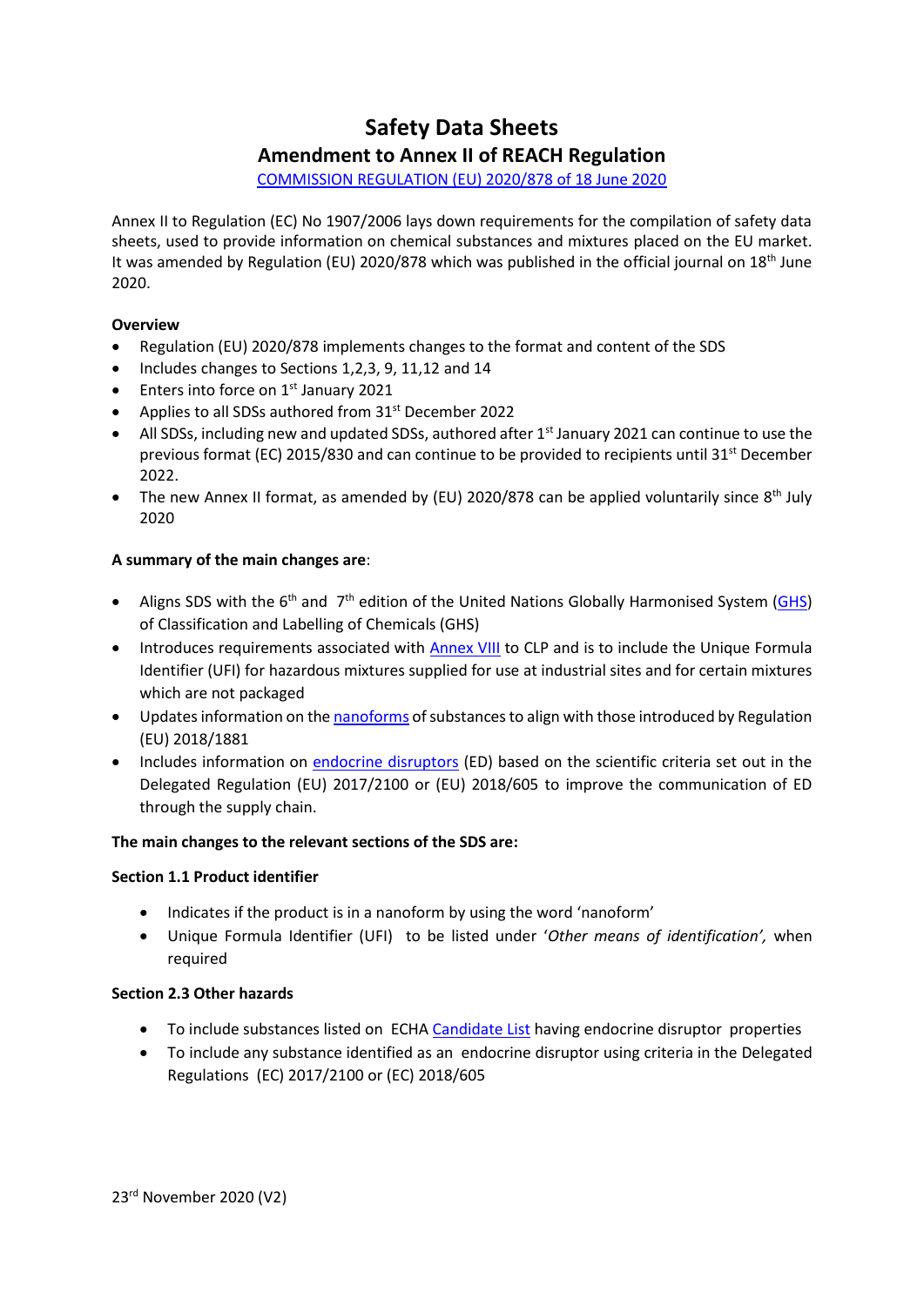# Safety Data Sheets

## Amendment to Annex II of REACH Regulation

[COMMISSION REGULATION (EU) 2020/878 of 18 June 2020](#)

Annex II to Regulation (EC) No 1907/2006 lays down requirements for the compilation of safety data sheets, used to provide information on chemical substances and mixtures placed on the EU market. It was amended by Regulation (EU) 2020/878 which was published in the official journal on 18th June 2020.

**Overview**

- Regulation (EU) 2020/878 implements changes to the format and content of the SDS
- Includes changes to Sections 1,2,3, 9, 11,12 and 14
- Enters into force on 1st January 2021
- Applies to all SDSs authored from 31st December 2022
- All SDSs, including new and updated SDSs, authored after 1st January 2021 can continue to use the previous format (EC) 2015/830 and can continue to be provided to recipients until 31st December 2022.
- The new Annex II format, as amended by (EU) 2020/878 can be applied voluntarily since 8th July 2020

**A summary of the main changes are**:

- Aligns SDS with the 6th and 7th edition of the United Nations Globally Harmonised System (GHS) of Classification and Labelling of Chemicals (GHS)
- Introduces requirements associated with Annex VIII to CLP and is to include the Unique Formula Identifier (UFI) for hazardous mixtures supplied for use at industrial sites and for certain mixtures which are not packaged
- Updates information on the nanoforms of substances to align with those introduced by Regulation (EU) 2018/1881
- Includes information on endocrine disruptors (ED) based on the scientific criteria set out in the Delegated Regulation (EU) 2017/2100 or (EU) 2018/605 to improve the communication of ED through the supply chain.

**The main changes to the relevant sections of the SDS are:**

**Section 1.1 Product identifier**

- Indicates if the product is in a nanoform by using the word 'nanoform'
- Unique Formula Identifier (UFI) to be listed under '*Other means of identification',* when required

**Section 2.3 Other hazards**

- To include substances listed on ECHA Candidate List having endocrine disruptor properties
- To include any substance identified as an endocrine disruptor using criteria in the Delegated Regulations (EC) 2017/2100 or (EC) 2018/605

23rd November 2020 (V2)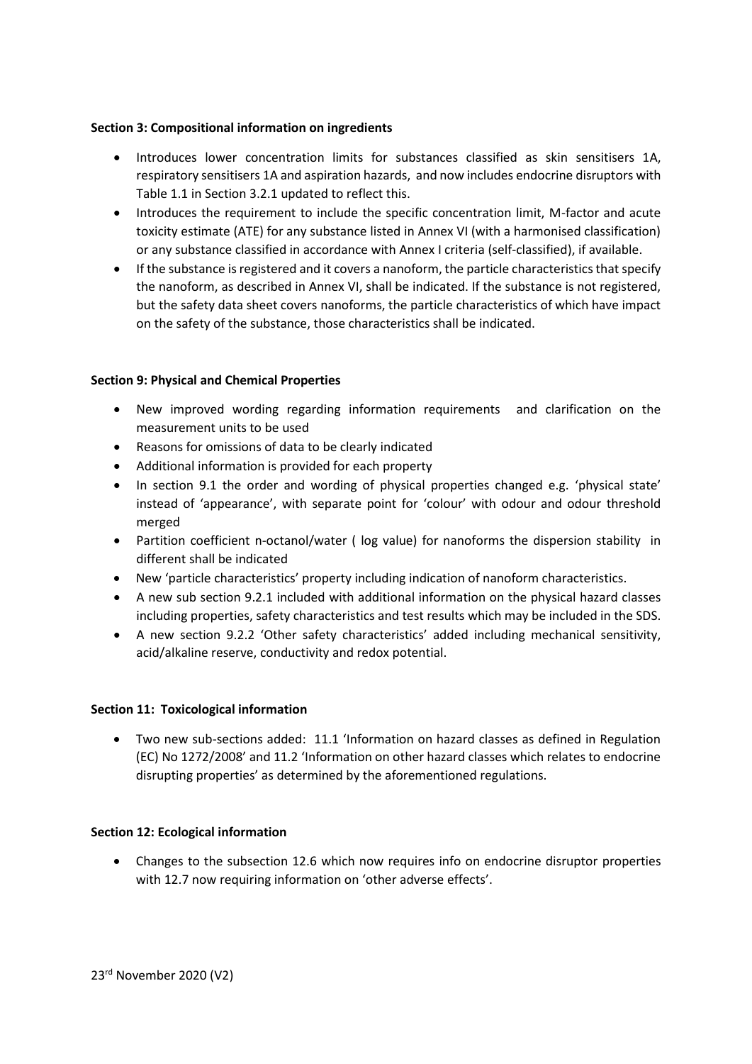**Section 3: Compositional information on ingredients**

- Introduces lower concentration limits for substances classified as skin sensitisers 1A, respiratory sensitisers 1A and aspiration hazards, and now includes endocrine disruptors with Table 1.1 in Section 3.2.1 updated to reflect this.
- Introduces the requirement to include the specific concentration limit, M-factor and acute toxicity estimate (ATE) for any substance listed in Annex VI (with a harmonised classification) or any substance classified in accordance with Annex I criteria (self-classified), if available.
- If the substance is registered and it covers a nanoform, the particle characteristics that specify the nanoform, as described in Annex VI, shall be indicated. If the substance is not registered, but the safety data sheet covers nanoforms, the particle characteristics of which have impact on the safety of the substance, those characteristics shall be indicated.

**Section 9: Physical and Chemical Properties**

- New improved wording regarding information requirements and clarification on the measurement units to be used
- Reasons for omissions of data to be clearly indicated
- Additional information is provided for each property
- In section 9.1 the order and wording of physical properties changed e.g. 'physical state' instead of 'appearance', with separate point for 'colour' with odour and odour threshold merged
- Partition coefficient n-octanol/water ( log value) for nanoforms the dispersion stability in different shall be indicated
- New 'particle characteristics' property including indication of nanoform characteristics.
- A new sub section 9.2.1 included with additional information on the physical hazard classes including properties, safety characteristics and test results which may be included in the SDS.
- A new section 9.2.2 'Other safety characteristics' added including mechanical sensitivity, acid/alkaline reserve, conductivity and redox potential.

**Section 11: Toxicological information**

- Two new sub-sections added: 11.1 'Information on hazard classes as defined in Regulation (EC) No 1272/2008' and 11.2 'Information on other hazard classes which relates to endocrine disrupting properties' as determined by the aforementioned regulations.

**Section 12: Ecological information**

- Changes to the subsection 12.6 which now requires info on endocrine disruptor properties with 12.7 now requiring information on 'other adverse effects'.

23rd November 2020 (V2)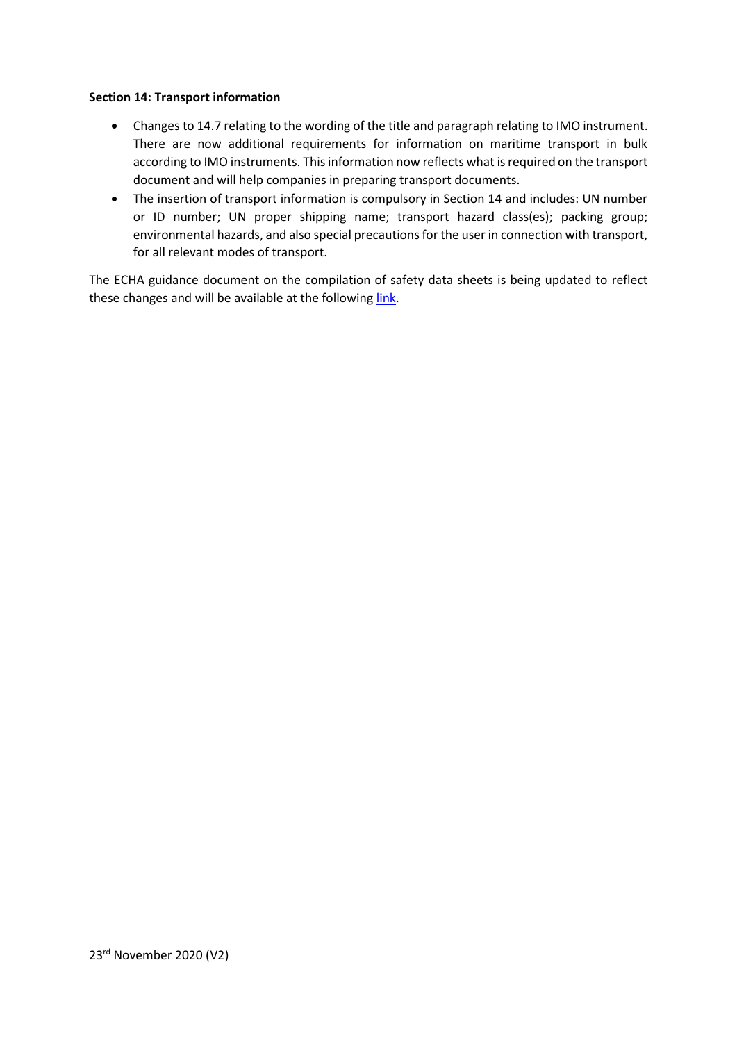**Section 14: Transport information**

- Changes to 14.7 relating to the wording of the title and paragraph relating to IMO instrument. There are now additional requirements for information on maritime transport in bulk according to IMO instruments. This information now reflects what is required on the transport document and will help companies in preparing transport documents.
- The insertion of transport information is compulsory in Section 14 and includes: UN number or ID number; UN proper shipping name; transport hazard class(es); packing group; environmental hazards, and also special precautions for the user in connection with transport, for all relevant modes of transport.

The ECHA guidance document on the compilation of safety data sheets is being updated to reflect these changes and will be available at the following link.

23rd November 2020 (V2)